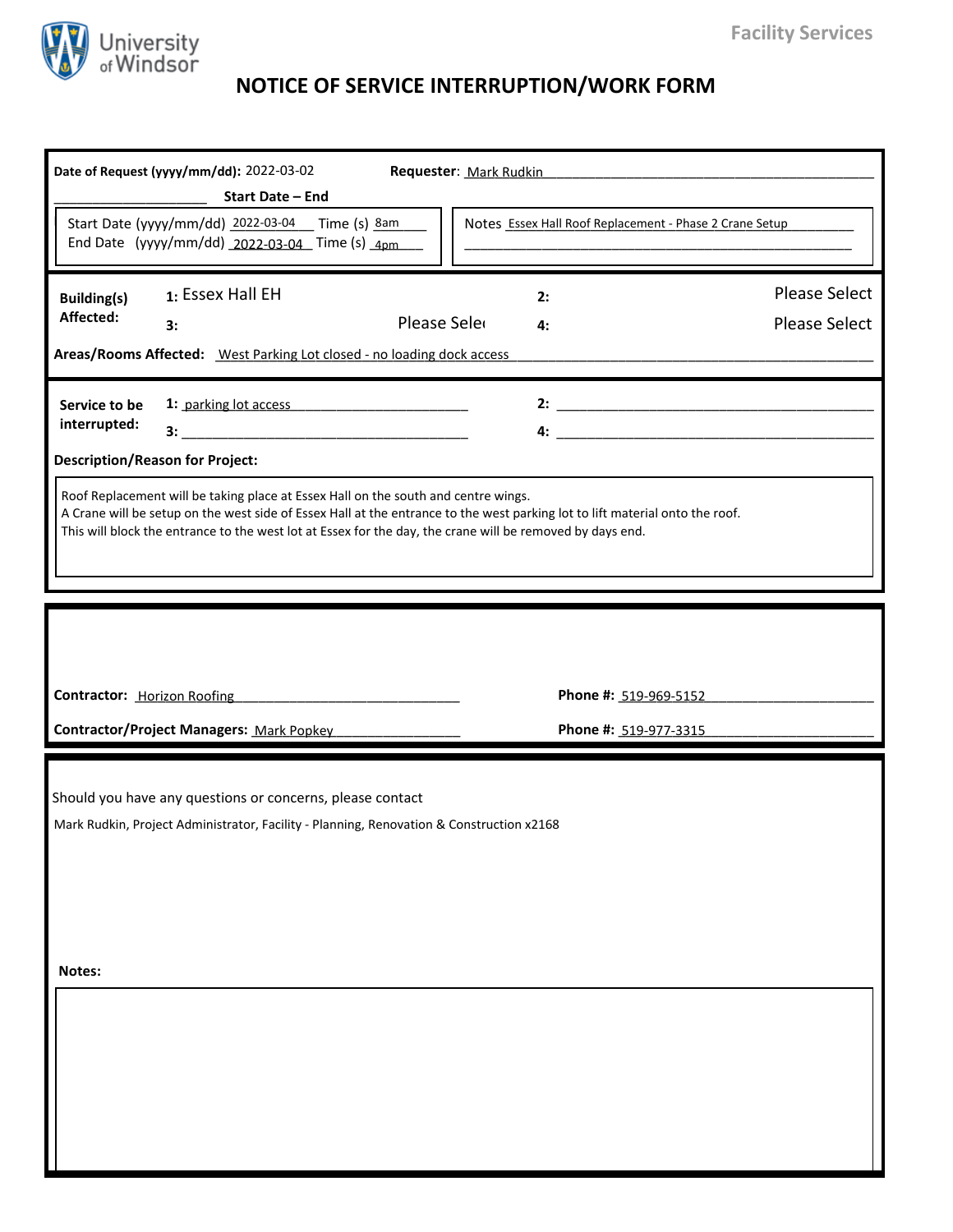University of Windsor

Facility Services

# NOTICE OF SERVICE INTERRUPTION/WORK FORM

**Date of Request (yyyy/mm/dd):** 2022-03-02 **Requester:** Mark Rudkin

**Start Date – End**

Start Date (yyyy/mm/dd) 2022-03-04 Time (s) 8am
End Date (yyyy/mm/dd) 2022-03-04 Time (s) 4pm

Notes Essex Hall Roof Replacement - Phase 2 Crane Setup

**Building(s) Affected:**

1: Essex Hall EH
2: Please Select
3: Please Select
4: Please Select

**Areas/Rooms Affected:** West Parking Lot closed - no loading dock access

**Service to be interrupted:**

1: parking lot access
2:
3:
4:

**Description/Reason for Project:**

Roof Replacement will be taking place at Essex Hall on the south and centre wings.
A Crane will be setup on the west side of Essex Hall at the entrance to the west parking lot to lift material onto the roof.
This will block the entrance to the west lot at Essex for the day, the crane will be removed by days end.

**Contractor:** Horizon Roofing **Phone #:** 519-969-5152

**Contractor/Project Managers:** Mark Popkey **Phone #:** 519-977-3315

Should you have any questions or concerns, please contact

Mark Rudkin, Project Administrator, Facility - Planning, Renovation & Construction x2168

**Notes:**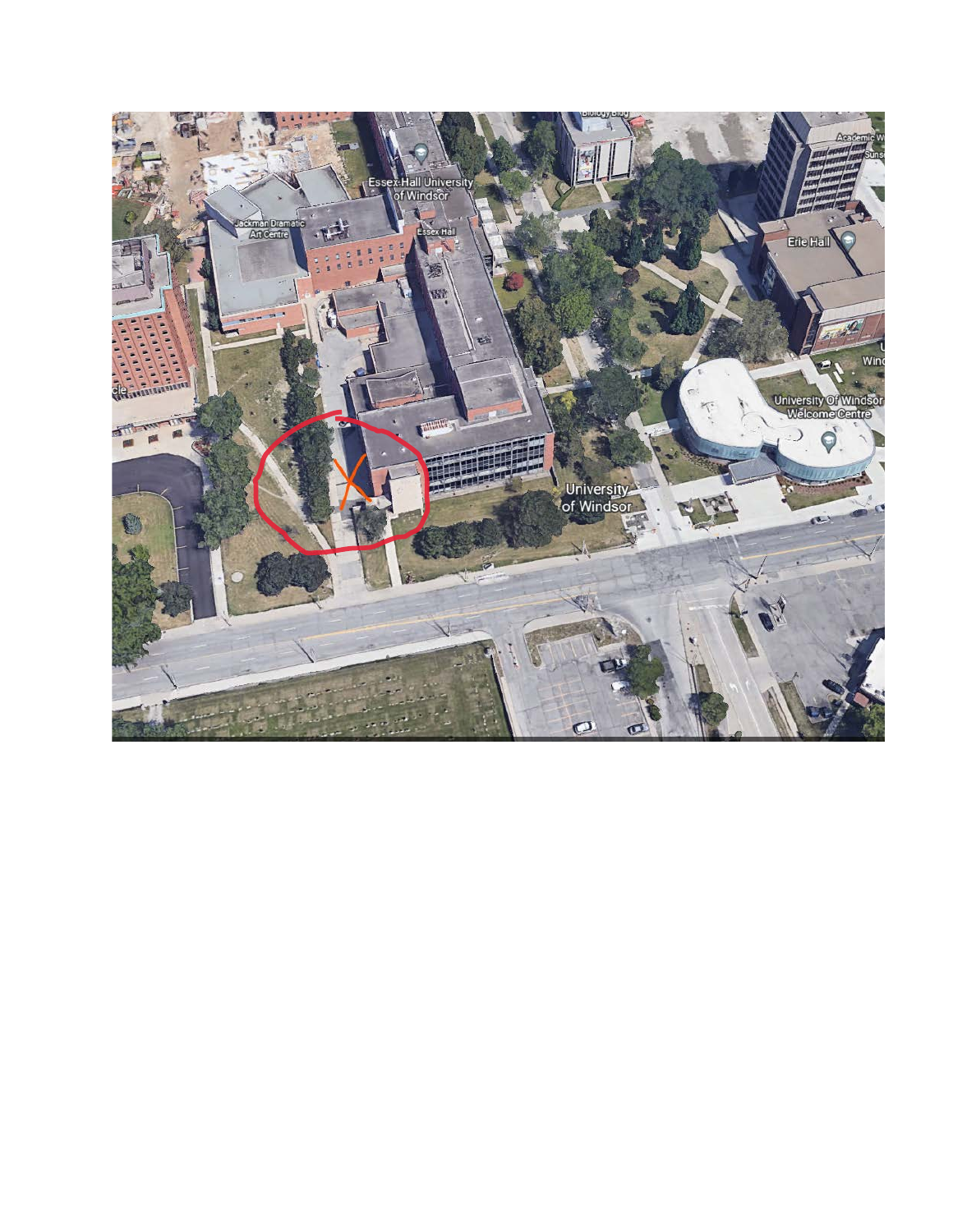Essex Hall University of Windsor

Jackman Dramatic Art Centre

Essex Hall

Erie Hall

University Of Windsor Welcome Centre

University of Windsor